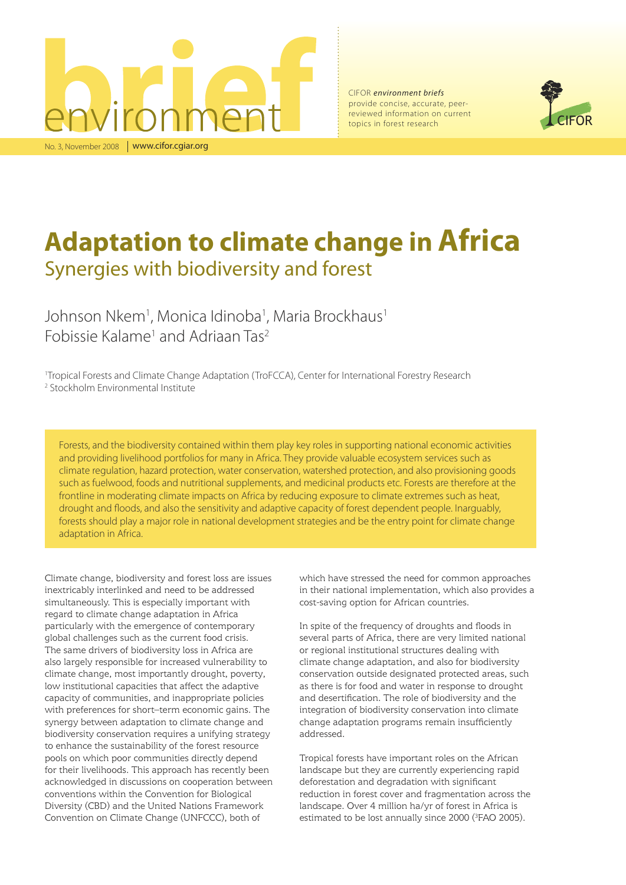# brief environment

No. 3, November 2008 | www.cifor.cgiar.org

CIFOR *environment briefs* provide concise, accurate, peer-reviewed information on current topics in forest research

# Adaptation to climate change in Africa

## Synergies with biodiversity and forest

Johnson Nkem[1], Monica Idinoba[1], Maria Brockhaus[1] Fobissie Kalame[1] and Adriaan Tas[2]

[1]Tropical Forests and Climate Change Adaptation (TroFCCA), Center for International Forestry Research
[2] Stockholm Environmental Institute

Forests, and the biodiversity contained within them play key roles in supporting national economic activities and providing livelihood portfolios for many in Africa. They provide valuable ecosystem services such as climate regulation, hazard protection, water conservation, watershed protection, and also provisioning goods such as fuelwood, foods and nutritional supplements, and medicinal products etc. Forests are therefore at the frontline in moderating climate impacts on Africa by reducing exposure to climate extremes such as heat, drought and floods, and also the sensitivity and adaptive capacity of forest dependent people. Inarguably, forests should play a major role in national development strategies and be the entry point for climate change adaptation in Africa.

Climate change, biodiversity and forest loss are issues inextricably interlinked and need to be addressed simultaneously. This is especially important with regard to climate change adaptation in Africa particularly with the emergence of contemporary global challenges such as the current food crisis. The same drivers of biodiversity loss in Africa are also largely responsible for increased vulnerability to climate change, most importantly drought, poverty, low institutional capacities that affect the adaptive capacity of communities, and inappropriate policies with preferences for short–term economic gains. The synergy between adaptation to climate change and biodiversity conservation requires a unifying strategy to enhance the sustainability of the forest resource pools on which poor communities directly depend for their livelihoods. This approach has recently been acknowledged in discussions on cooperation between conventions within the Convention for Biological Diversity (CBD) and the United Nations Framework Convention on Climate Change (UNFCCC), both of which have stressed the need for common approaches in their national implementation, which also provides a cost-saving option for African countries.

In spite of the frequency of droughts and floods in several parts of Africa, there are very limited national or regional institutional structures dealing with climate change adaptation, and also for biodiversity conservation outside designated protected areas, such as there is for food and water in response to drought and desertification. The role of biodiversity and the integration of biodiversity conservation into climate change adaptation programs remain insufficiently addressed.

Tropical forests have important roles on the African landscape but they are currently experiencing rapid deforestation and degradation with significant reduction in forest cover and fragmentation across the landscape. Over 4 million ha/yr of forest in Africa is estimated to be lost annually since 2000 ([3]FAO 2005).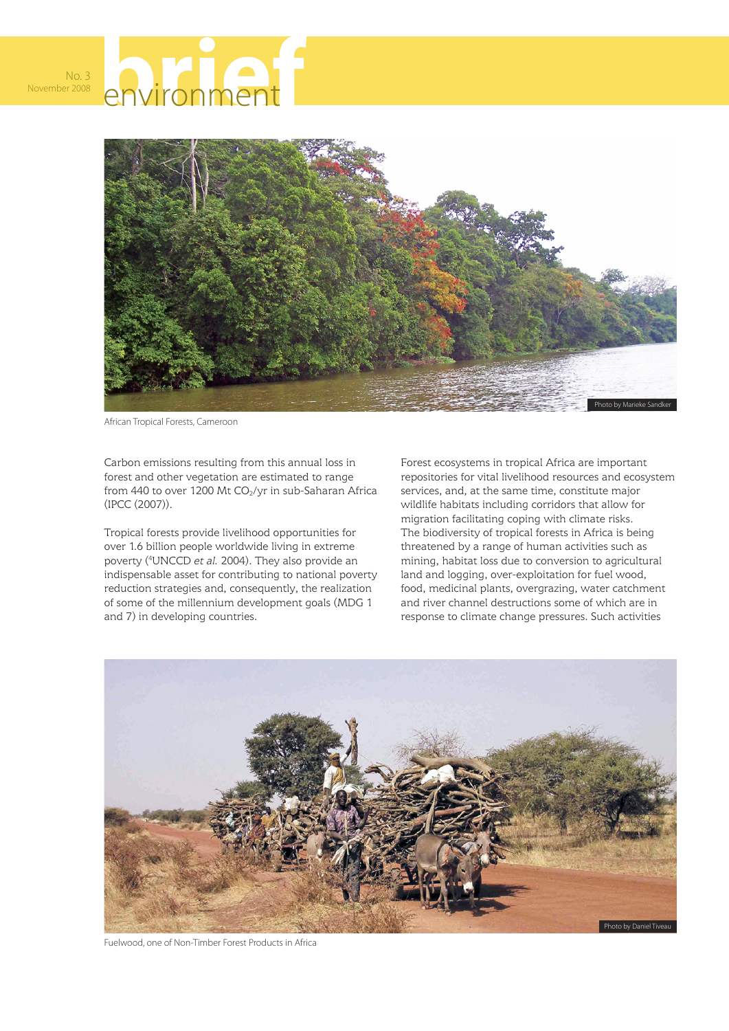African Tropical Forests, Cameroon

Carbon emissions resulting from this annual loss in forest and other vegetation are estimated to range from 440 to over 1200 Mt $CO_2$/yr in sub-Saharan Africa (IPCC (2007)).

Tropical forests provide livelihood opportunities for over 1.6 billion people worldwide living in extreme poverty ([4]UNCCD *et al.* 2004). They also provide an indispensable asset for contributing to national poverty reduction strategies and, consequently, the realization of some of the millennium development goals (MDG 1 and 7) in developing countries.

Forest ecosystems in tropical Africa are important repositories for vital livelihood resources and ecosystem services, and, at the same time, constitute major wildlife habitats including corridors that allow for migration facilitating coping with climate risks. The biodiversity of tropical forests in Africa is being threatened by a range of human activities such as mining, habitat loss due to conversion to agricultural land and logging, over-exploitation for fuel wood, food, medicinal plants, overgrazing, water catchment and river channel destructions some of which are in response to climate change pressures. Such activities

Fuelwood, one of Non-Timber Forest Products in Africa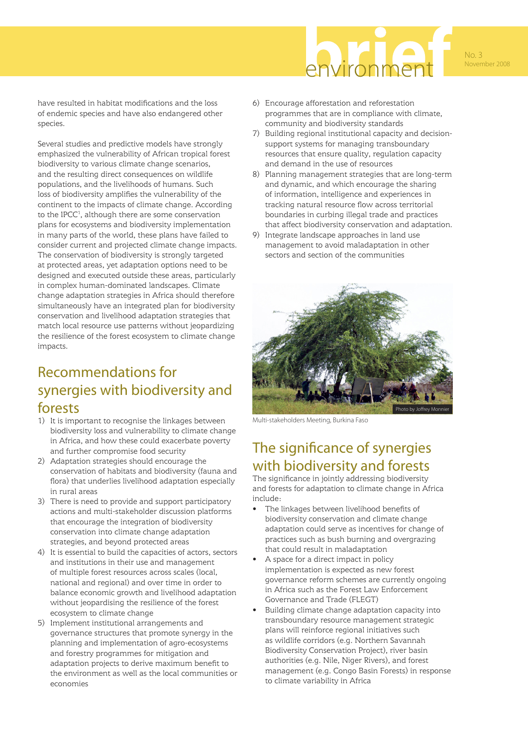have resulted in habitat modifications and the loss of endemic species and have also endangered other species.

Several studies and predictive models have strongly emphasized the vulnerability of African tropical forest biodiversity to various climate change scenarios, and the resulting direct consequences on wildlife populations, and the livelihoods of humans. Such loss of biodiversity amplifies the vulnerability of the continent to the impacts of climate change. According to the IPCC[1], although there are some conservation plans for ecosystems and biodiversity implementation in many parts of the world, these plans have failed to consider current and projected climate change impacts. The conservation of biodiversity is strongly targeted at protected areas, yet adaptation options need to be designed and executed outside these areas, particularly in complex human-dominated landscapes. Climate change adaptation strategies in Africa should therefore simultaneously have an integrated plan for biodiversity conservation and livelihood adaptation strategies that match local resource use patterns without jeopardizing the resilience of the forest ecosystem to climate change impacts.

## Recommendations for synergies with biodiversity and forests

1) It is important to recognise the linkages between biodiversity loss and vulnerability to climate change in Africa, and how these could exacerbate poverty and further compromise food security
2) Adaptation strategies should encourage the conservation of habitats and biodiversity (fauna and flora) that underlies livelihood adaptation especially in rural areas
3) There is need to provide and support participatory actions and multi-stakeholder discussion platforms that encourage the integration of biodiversity conservation into climate change adaptation strategies, and beyond protected areas
4) It is essential to build the capacities of actors, sectors and institutions in their use and management of multiple forest resources across scales (local, national and regional) and over time in order to balance economic growth and livelihood adaptation without jeopardising the resilience of the forest ecosystem to climate change
5) Implement institutional arrangements and governance structures that promote synergy in the planning and implementation of agro-ecosystems and forestry programmes for mitigation and adaptation projects to derive maximum benefit to the environment as well as the local communities or economies
6) Encourage afforestation and reforestation programmes that are in compliance with climate, community and biodiversity standards
7) Building regional institutional capacity and decision-support systems for managing transboundary resources that ensure quality, regulation capacity and demand in the use of resources
8) Planning management strategies that are long-term and dynamic, and which encourage the sharing of information, intelligence and experiences in tracking natural resource flow across territorial boundaries in curbing illegal trade and practices that affect biodiversity conservation and adaptation.
9) Integrate landscape approaches in land use management to avoid maladaptation in other sectors and section of the communities

Photo by Joffrey Monnier

Multi-stakeholders Meeting, Burkina Faso

## The significance of synergies with biodiversity and forests

The significance in jointly addressing biodiversity and forests for adaptation to climate change in Africa include:

- The linkages between livelihood benefits of biodiversity conservation and climate change adaptation could serve as incentives for change of practices such as bush burning and overgrazing that could result in maladaptation
- A space for a direct impact in policy implementation is expected as new forest governance reform schemes are currently ongoing in Africa such as the Forest Law Enforcement Governance and Trade (FLEGT)
- Building climate change adaptation capacity into transboundary resource management strategic plans will reinforce regional initiatives such as wildlife corridors (e.g. Northern Savannah Biodiversity Conservation Project), river basin authorities (e.g. Nile, Niger Rivers), and forest management (e.g. Congo Basin Forests) in response to climate variability in Africa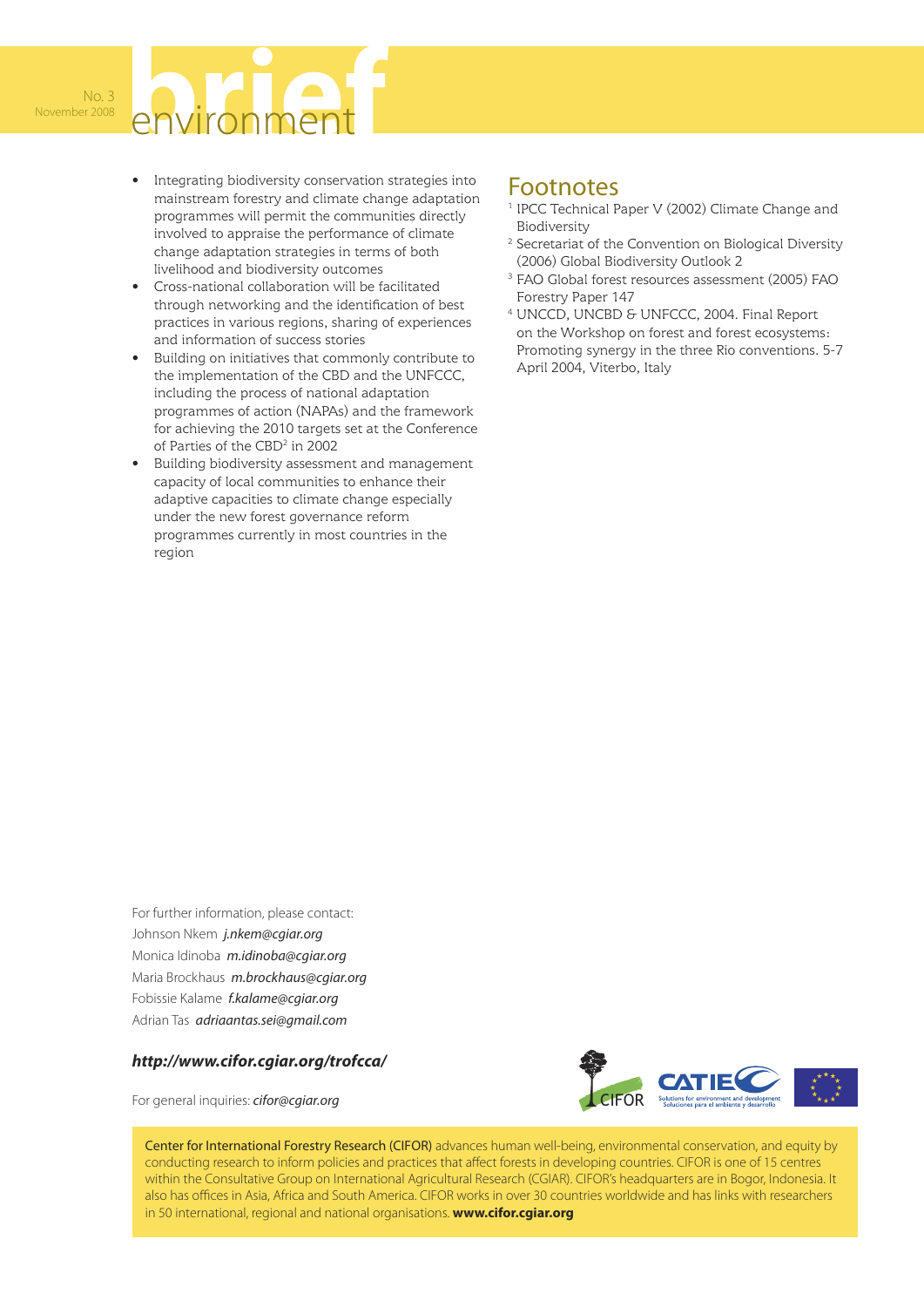- Integrating biodiversity conservation strategies into mainstream forestry and climate change adaptation programmes will permit the communities directly involved to appraise the performance of climate change adaptation strategies in terms of both livelihood and biodiversity outcomes
- Cross-national collaboration will be facilitated through networking and the identification of best practices in various regions, sharing of experiences and information of success stories
- Building on initiatives that commonly contribute to the implementation of the CBD and the UNFCCC, including the process of national adaptation programmes of action (NAPAs) and the framework for achieving the 2010 targets set at the Conference of Parties of the CBD[2] in 2002
- Building biodiversity assessment and management capacity of local communities to enhance their adaptive capacities to climate change especially under the new forest governance reform programmes currently in most countries in the region

## Footnotes

[1] IPCC Technical Paper V (2002) Climate Change and Biodiversity

[2] Secretariat of the Convention on Biological Diversity (2006) Global Biodiversity Outlook 2

[3] FAO Global forest resources assessment (2005) FAO Forestry Paper 147

[4] UNCCD, UNCBD & UNFCCC, 2004. Final Report on the Workshop on forest and forest ecosystems: Promoting synergy in the three Rio conventions. 5-7 April 2004, Viterbo, Italy

For further information, please contact:

Johnson Nkem *j.nkem@cgiar.org*

Monica Idinoba *m.idinoba@cgiar.org*

Maria Brockhaus *m.brockhaus@cgiar.org*

Fobissie Kalame *f.kalame@cgiar.org*

Adrian Tas *adriaantas.sei@gmail.com*

***http://www.cifor.cgiar.org/trofcca/***

For general inquiries: *cifor@cgiar.org*

Center for International Forestry Research (CIFOR) advances human well-being, environmental conservation, and equity by conducting research to inform policies and practices that affect forests in developing countries. CIFOR is one of 15 centres within the Consultative Group on International Agricultural Research (CGIAR). CIFOR's headquarters are in Bogor, Indonesia. It also has offices in Asia, Africa and South America. CIFOR works in over 30 countries worldwide and has links with researchers in 50 international, regional and national organisations. **www.cifor.cgiar.org**